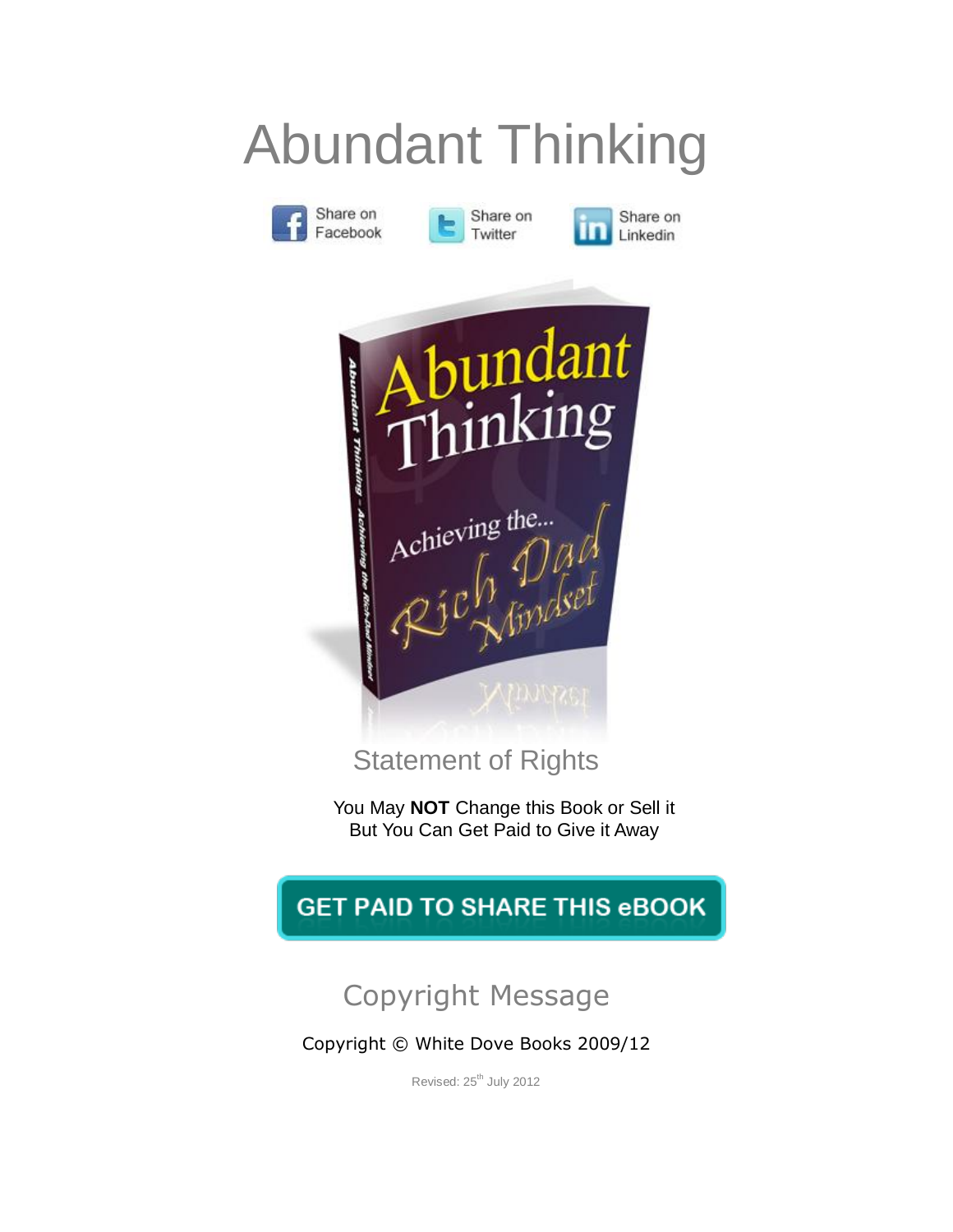# Abundant Thinking

Share on Facebook | Share on Twitter | Share on Linkedin

## Statement of Rights

You May **NOT** Change this Book or Sell it
But You Can Get Paid to Give it Away

**GET PAID TO SHARE THIS eBOOK**

## Copyright Message

Copyright © White Dove Books 2009/12

Revised: 25th July 2012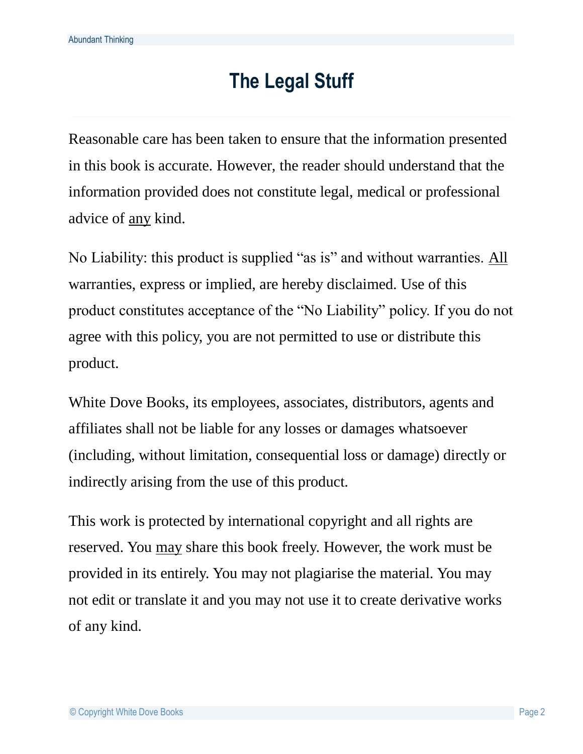# The Legal Stuff

Reasonable care has been taken to ensure that the information presented in this book is accurate. However, the reader should understand that the information provided does not constitute legal, medical or professional advice of <u>any</u> kind.

No Liability: this product is supplied "as is" and without warranties. <u>All</u> warranties, express or implied, are hereby disclaimed. Use of this product constitutes acceptance of the "No Liability" policy. If you do not agree with this policy, you are not permitted to use or distribute this product.

White Dove Books, its employees, associates, distributors, agents and affiliates shall not be liable for any losses or damages whatsoever (including, without limitation, consequential loss or damage) directly or indirectly arising from the use of this product.

This work is protected by international copyright and all rights are reserved. You <u>may</u> share this book freely. However, the work must be provided in its entirely. You may not plagiarise the material. You may not edit or translate it and you may not use it to create derivative works of any kind.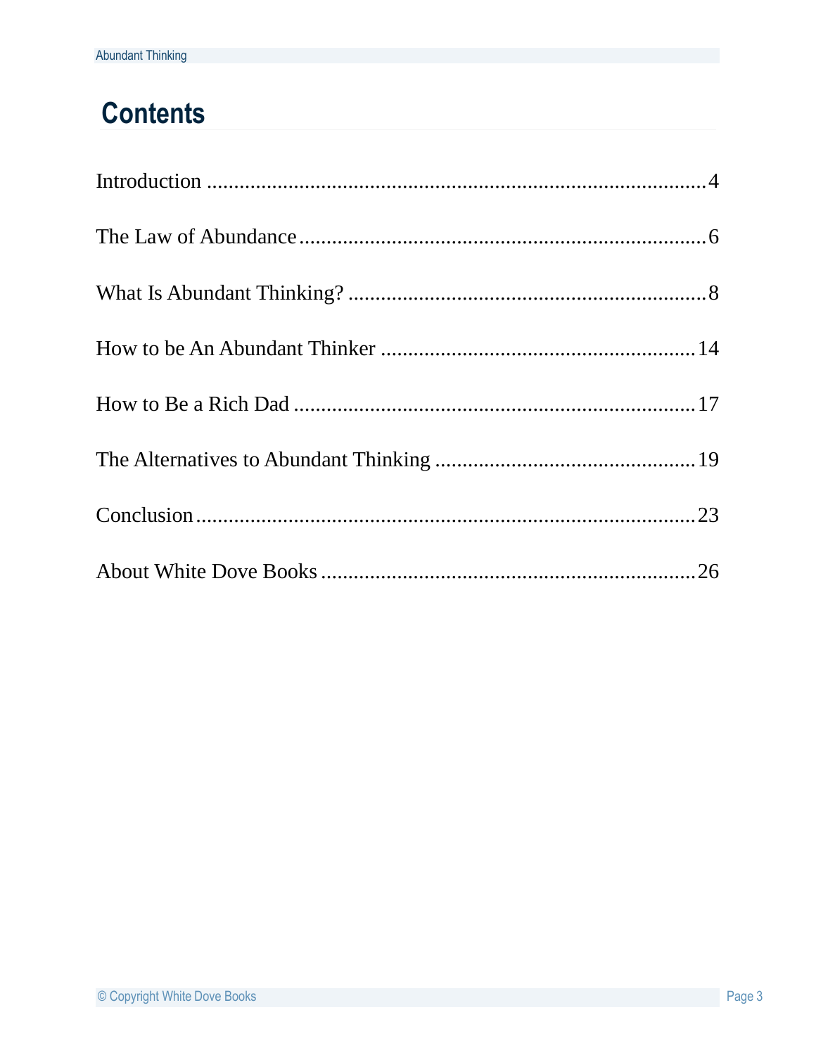# Contents

Introduction ....................................................................................4

The Law of Abundance ..........................................................................6

What Is Abundant Thinking? .................................................................8

How to be An Abundant Thinker .........................................................14

How to Be a Rich Dad ..........................................................................17

The Alternatives to Abundant Thinking ................................................19

Conclusion ...........................................................................................23

About White Dove Books .....................................................................26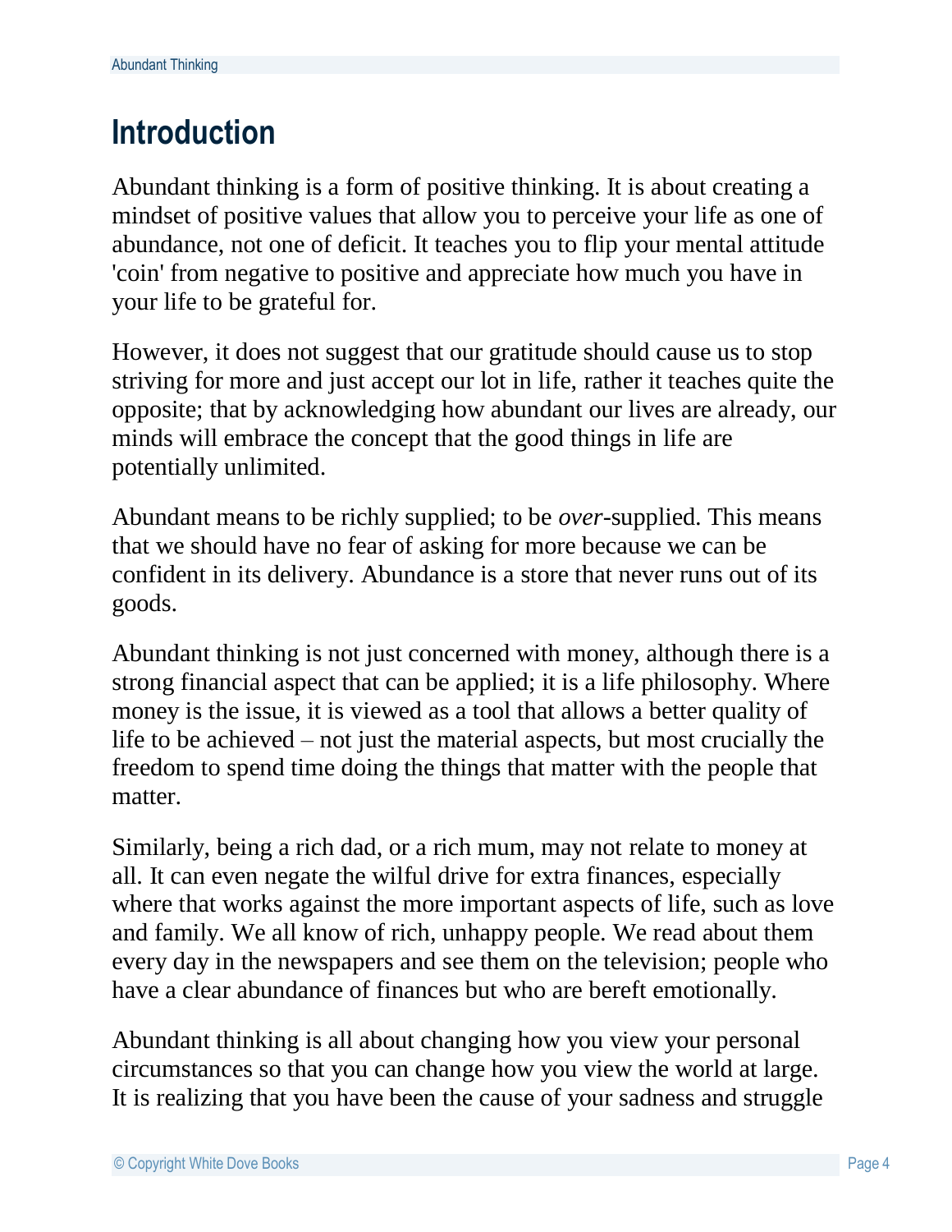# Introduction

Abundant thinking is a form of positive thinking. It is about creating a mindset of positive values that allow you to perceive your life as one of abundance, not one of deficit. It teaches you to flip your mental attitude 'coin' from negative to positive and appreciate how much you have in your life to be grateful for.

However, it does not suggest that our gratitude should cause us to stop striving for more and just accept our lot in life, rather it teaches quite the opposite; that by acknowledging how abundant our lives are already, our minds will embrace the concept that the good things in life are potentially unlimited.

Abundant means to be richly supplied; to be *over*-supplied. This means that we should have no fear of asking for more because we can be confident in its delivery. Abundance is a store that never runs out of its goods.

Abundant thinking is not just concerned with money, although there is a strong financial aspect that can be applied; it is a life philosophy. Where money is the issue, it is viewed as a tool that allows a better quality of life to be achieved – not just the material aspects, but most crucially the freedom to spend time doing the things that matter with the people that matter.

Similarly, being a rich dad, or a rich mum, may not relate to money at all. It can even negate the wilful drive for extra finances, especially where that works against the more important aspects of life, such as love and family. We all know of rich, unhappy people. We read about them every day in the newspapers and see them on the television; people who have a clear abundance of finances but who are bereft emotionally.

Abundant thinking is all about changing how you view your personal circumstances so that you can change how you view the world at large. It is realizing that you have been the cause of your sadness and struggle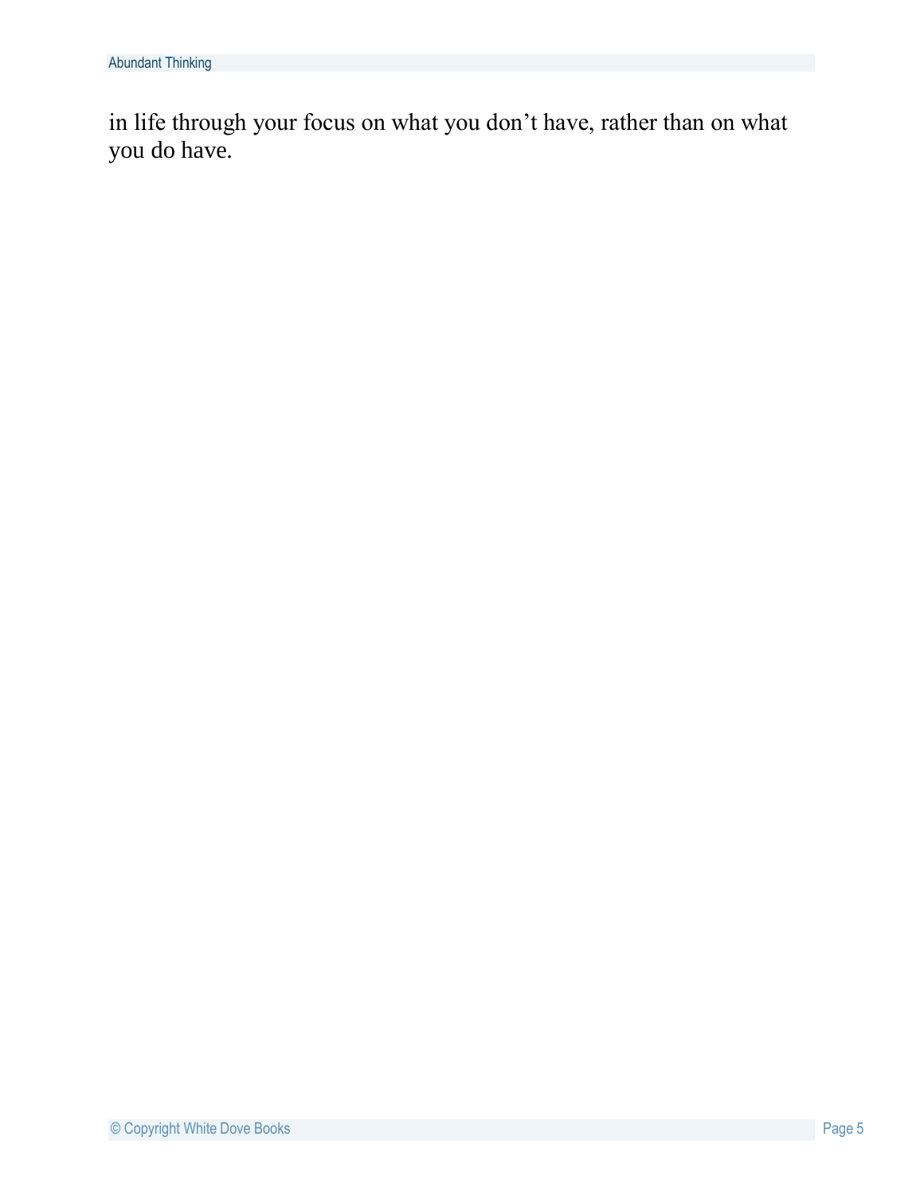in life through your focus on what you don't have, rather than on what you do have.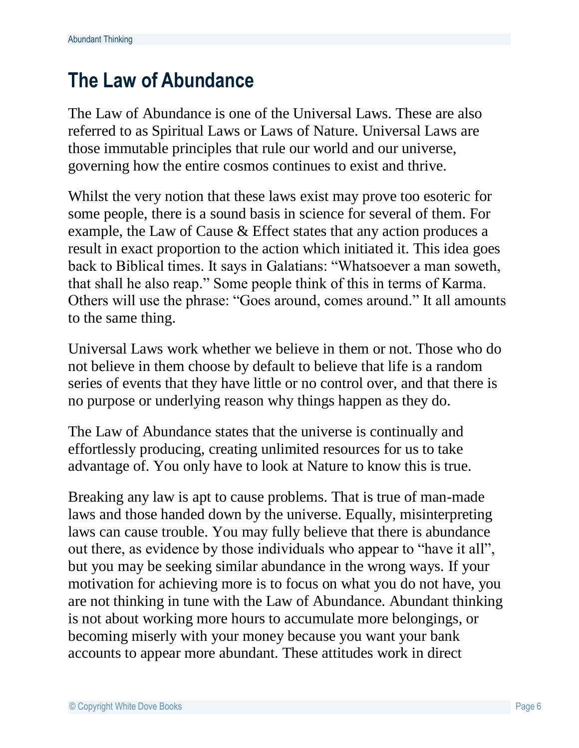## The Law of Abundance

The Law of Abundance is one of the Universal Laws. These are also referred to as Spiritual Laws or Laws of Nature. Universal Laws are those immutable principles that rule our world and our universe, governing how the entire cosmos continues to exist and thrive.

Whilst the very notion that these laws exist may prove too esoteric for some people, there is a sound basis in science for several of them. For example, the Law of Cause & Effect states that any action produces a result in exact proportion to the action which initiated it. This idea goes back to Biblical times. It says in Galatians: "Whatsoever a man soweth, that shall he also reap." Some people think of this in terms of Karma. Others will use the phrase: "Goes around, comes around." It all amounts to the same thing.

Universal Laws work whether we believe in them or not. Those who do not believe in them choose by default to believe that life is a random series of events that they have little or no control over, and that there is no purpose or underlying reason why things happen as they do.

The Law of Abundance states that the universe is continually and effortlessly producing, creating unlimited resources for us to take advantage of. You only have to look at Nature to know this is true.

Breaking any law is apt to cause problems. That is true of man-made laws and those handed down by the universe. Equally, misinterpreting laws can cause trouble. You may fully believe that there is abundance out there, as evidence by those individuals who appear to "have it all", but you may be seeking similar abundance in the wrong ways. If your motivation for achieving more is to focus on what you do not have, you are not thinking in tune with the Law of Abundance. Abundant thinking is not about working more hours to accumulate more belongings, or becoming miserly with your money because you want your bank accounts to appear more abundant. These attitudes work in direct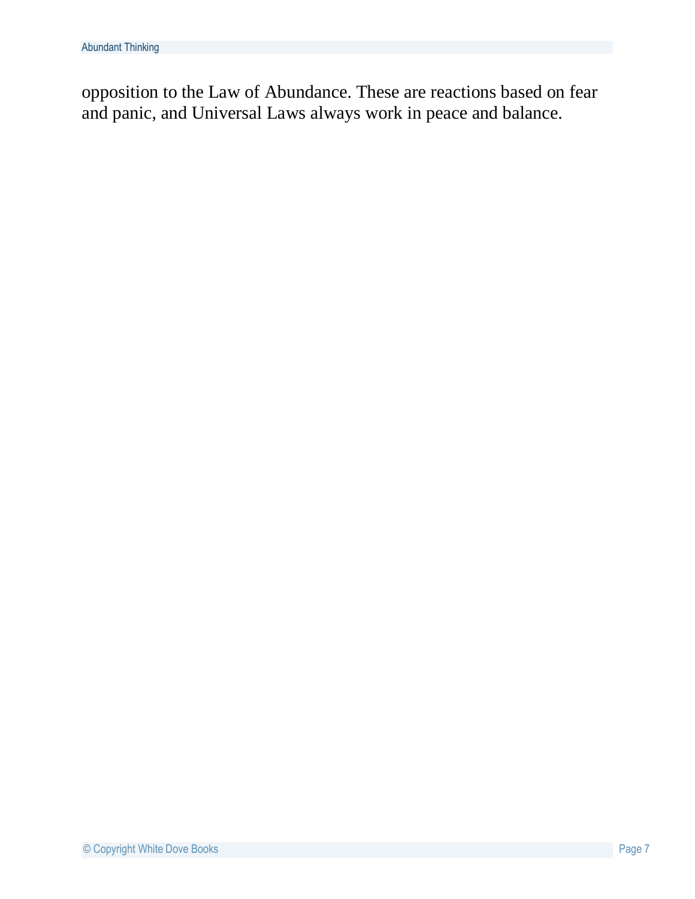opposition to the Law of Abundance. These are reactions based on fear and panic, and Universal Laws always work in peace and balance.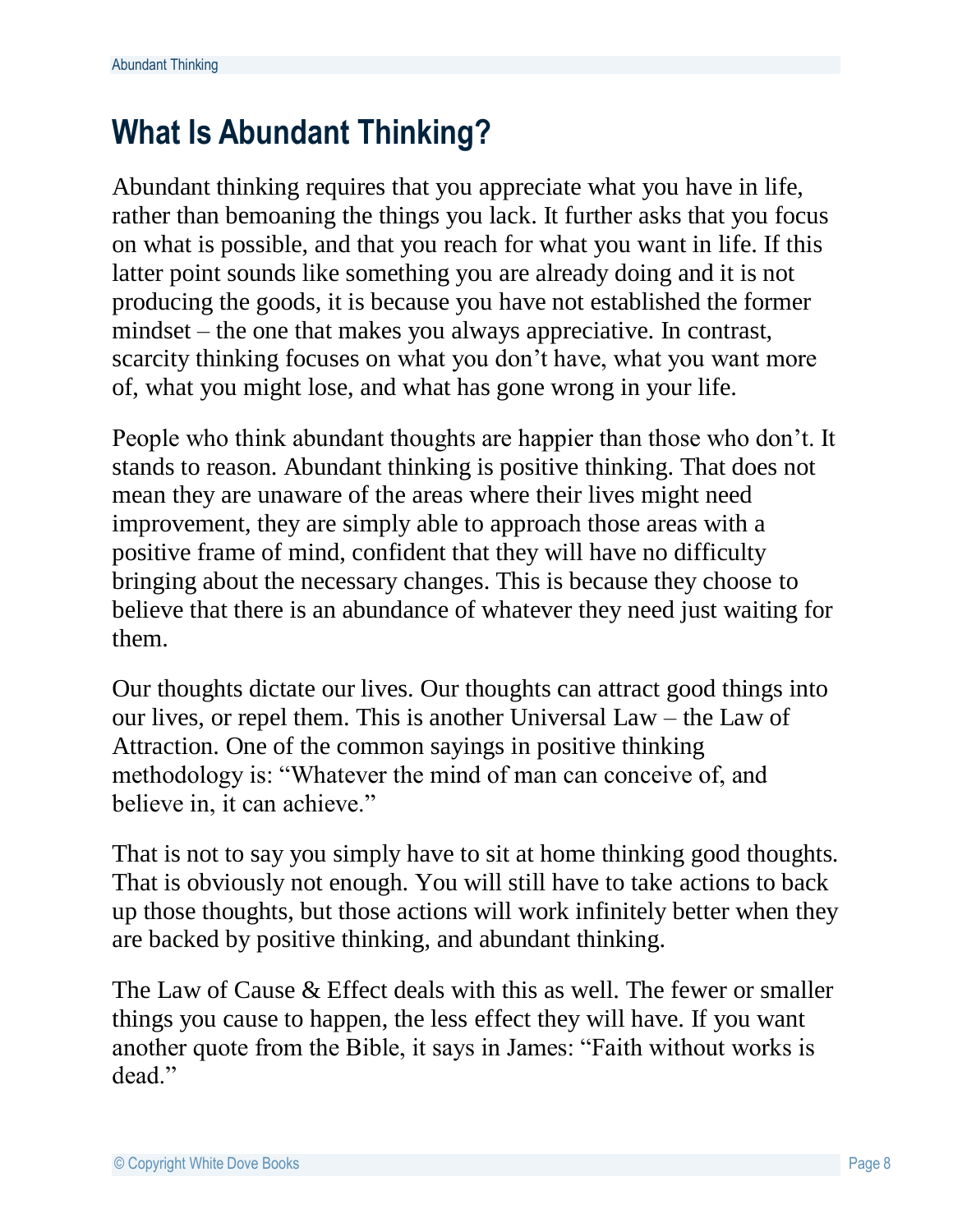## What Is Abundant Thinking?

Abundant thinking requires that you appreciate what you have in life, rather than bemoaning the things you lack. It further asks that you focus on what is possible, and that you reach for what you want in life. If this latter point sounds like something you are already doing and it is not producing the goods, it is because you have not established the former mindset – the one that makes you always appreciative. In contrast, scarcity thinking focuses on what you don't have, what you want more of, what you might lose, and what has gone wrong in your life.

People who think abundant thoughts are happier than those who don't. It stands to reason. Abundant thinking is positive thinking. That does not mean they are unaware of the areas where their lives might need improvement, they are simply able to approach those areas with a positive frame of mind, confident that they will have no difficulty bringing about the necessary changes. This is because they choose to believe that there is an abundance of whatever they need just waiting for them.

Our thoughts dictate our lives. Our thoughts can attract good things into our lives, or repel them. This is another Universal Law – the Law of Attraction. One of the common sayings in positive thinking methodology is: "Whatever the mind of man can conceive of, and believe in, it can achieve."

That is not to say you simply have to sit at home thinking good thoughts. That is obviously not enough. You will still have to take actions to back up those thoughts, but those actions will work infinitely better when they are backed by positive thinking, and abundant thinking.

The Law of Cause & Effect deals with this as well. The fewer or smaller things you cause to happen, the less effect they will have. If you want another quote from the Bible, it says in James: "Faith without works is dead."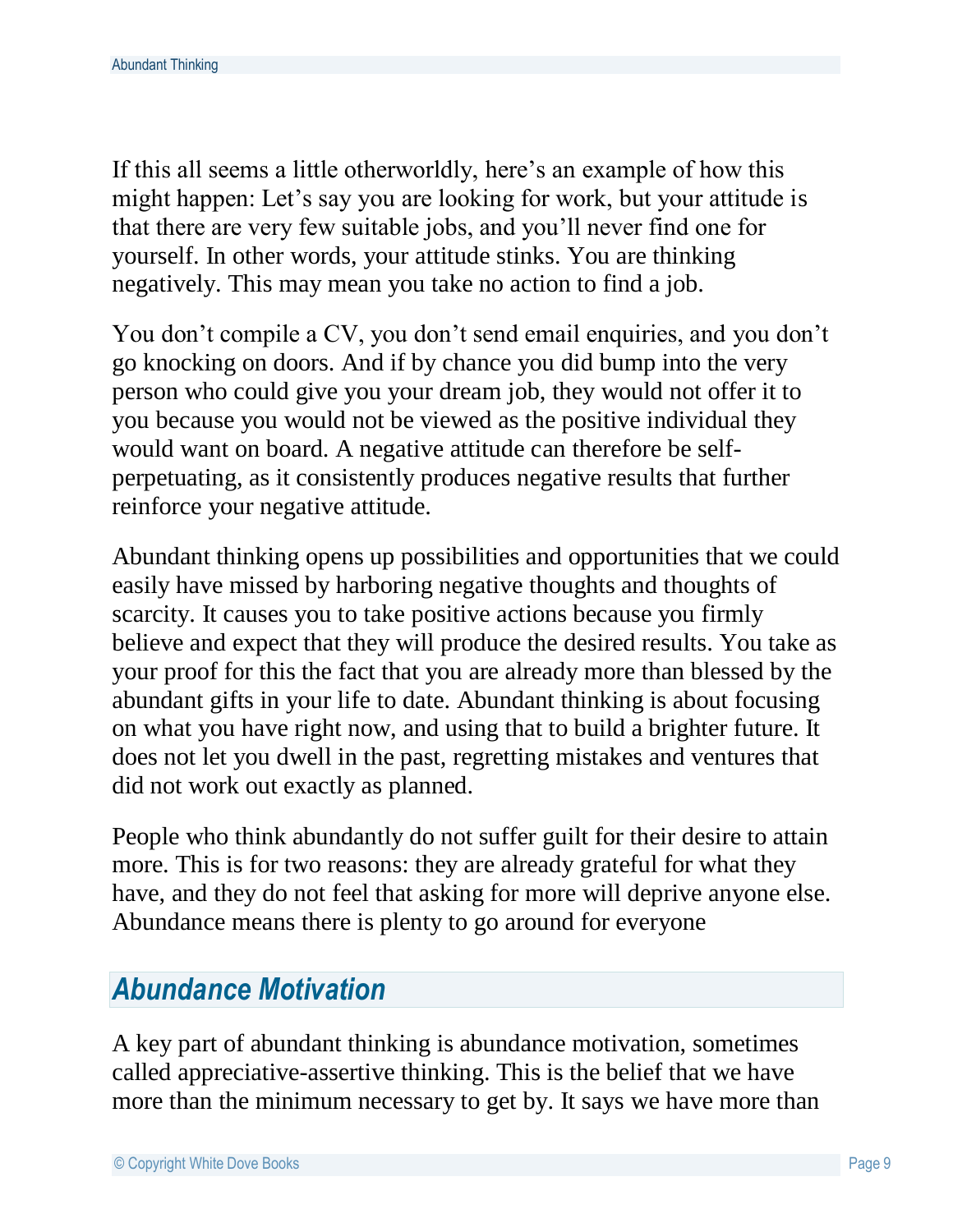If this all seems a little otherworldly, here's an example of how this might happen: Let's say you are looking for work, but your attitude is that there are very few suitable jobs, and you'll never find one for yourself. In other words, your attitude stinks. You are thinking negatively. This may mean you take no action to find a job.

You don't compile a CV, you don't send email enquiries, and you don't go knocking on doors. And if by chance you did bump into the very person who could give you your dream job, they would not offer it to you because you would not be viewed as the positive individual they would want on board. A negative attitude can therefore be self-perpetuating, as it consistently produces negative results that further reinforce your negative attitude.

Abundant thinking opens up possibilities and opportunities that we could easily have missed by harboring negative thoughts and thoughts of scarcity. It causes you to take positive actions because you firmly believe and expect that they will produce the desired results. You take as your proof for this the fact that you are already more than blessed by the abundant gifts in your life to date. Abundant thinking is about focusing on what you have right now, and using that to build a brighter future. It does not let you dwell in the past, regretting mistakes and ventures that did not work out exactly as planned.

People who think abundantly do not suffer guilt for their desire to attain more. This is for two reasons: they are already grateful for what they have, and they do not feel that asking for more will deprive anyone else. Abundance means there is plenty to go around for everyone

## *Abundance Motivation*

A key part of abundant thinking is abundance motivation, sometimes called appreciative-assertive thinking. This is the belief that we have more than the minimum necessary to get by. It says we have more than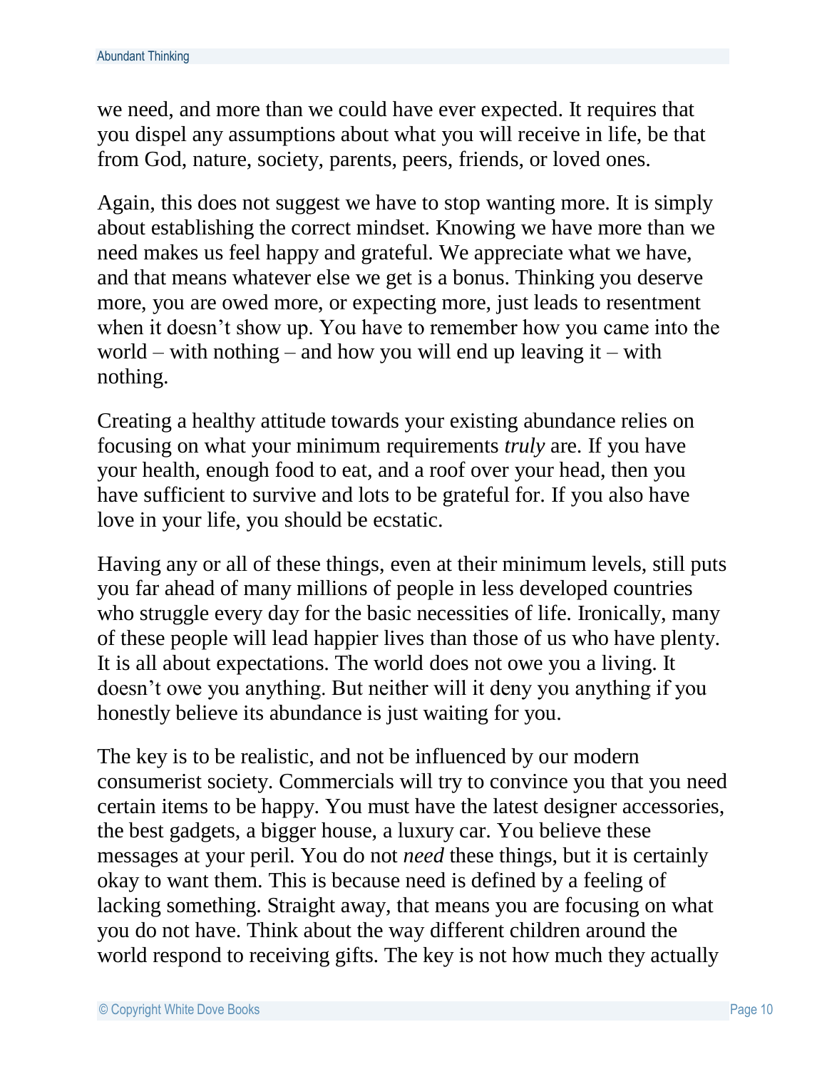we need, and more than we could have ever expected. It requires that you dispel any assumptions about what you will receive in life, be that from God, nature, society, parents, peers, friends, or loved ones.

Again, this does not suggest we have to stop wanting more. It is simply about establishing the correct mindset. Knowing we have more than we need makes us feel happy and grateful. We appreciate what we have, and that means whatever else we get is a bonus. Thinking you deserve more, you are owed more, or expecting more, just leads to resentment when it doesn't show up. You have to remember how you came into the world – with nothing – and how you will end up leaving it – with nothing.

Creating a healthy attitude towards your existing abundance relies on focusing on what your minimum requirements *truly* are. If you have your health, enough food to eat, and a roof over your head, then you have sufficient to survive and lots to be grateful for. If you also have love in your life, you should be ecstatic.

Having any or all of these things, even at their minimum levels, still puts you far ahead of many millions of people in less developed countries who struggle every day for the basic necessities of life. Ironically, many of these people will lead happier lives than those of us who have plenty. It is all about expectations. The world does not owe you a living. It doesn't owe you anything. But neither will it deny you anything if you honestly believe its abundance is just waiting for you.

The key is to be realistic, and not be influenced by our modern consumerist society. Commercials will try to convince you that you need certain items to be happy. You must have the latest designer accessories, the best gadgets, a bigger house, a luxury car. You believe these messages at your peril. You do not *need* these things, but it is certainly okay to want them. This is because need is defined by a feeling of lacking something. Straight away, that means you are focusing on what you do not have. Think about the way different children around the world respond to receiving gifts. The key is not how much they actually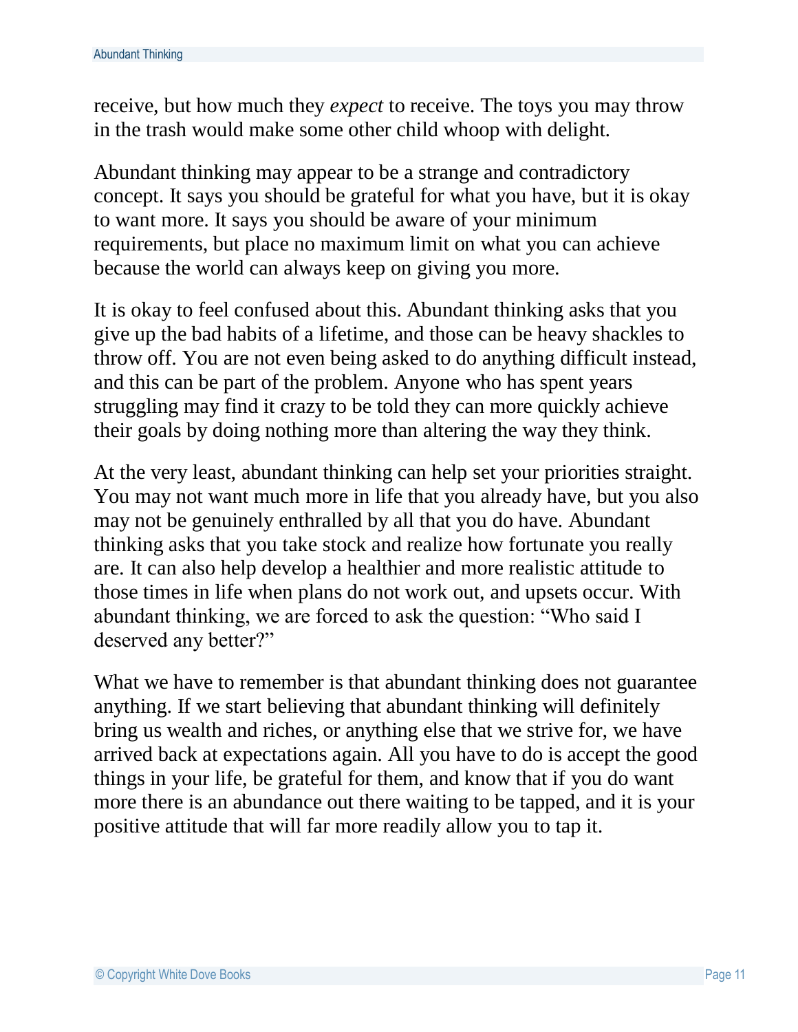receive, but how much they *expect* to receive. The toys you may throw in the trash would make some other child whoop with delight.

Abundant thinking may appear to be a strange and contradictory concept. It says you should be grateful for what you have, but it is okay to want more. It says you should be aware of your minimum requirements, but place no maximum limit on what you can achieve because the world can always keep on giving you more.

It is okay to feel confused about this. Abundant thinking asks that you give up the bad habits of a lifetime, and those can be heavy shackles to throw off. You are not even being asked to do anything difficult instead, and this can be part of the problem. Anyone who has spent years struggling may find it crazy to be told they can more quickly achieve their goals by doing nothing more than altering the way they think.

At the very least, abundant thinking can help set your priorities straight. You may not want much more in life that you already have, but you also may not be genuinely enthralled by all that you do have. Abundant thinking asks that you take stock and realize how fortunate you really are. It can also help develop a healthier and more realistic attitude to those times in life when plans do not work out, and upsets occur. With abundant thinking, we are forced to ask the question: "Who said I deserved any better?"

What we have to remember is that abundant thinking does not guarantee anything. If we start believing that abundant thinking will definitely bring us wealth and riches, or anything else that we strive for, we have arrived back at expectations again. All you have to do is accept the good things in your life, be grateful for them, and know that if you do want more there is an abundance out there waiting to be tapped, and it is your positive attitude that will far more readily allow you to tap it.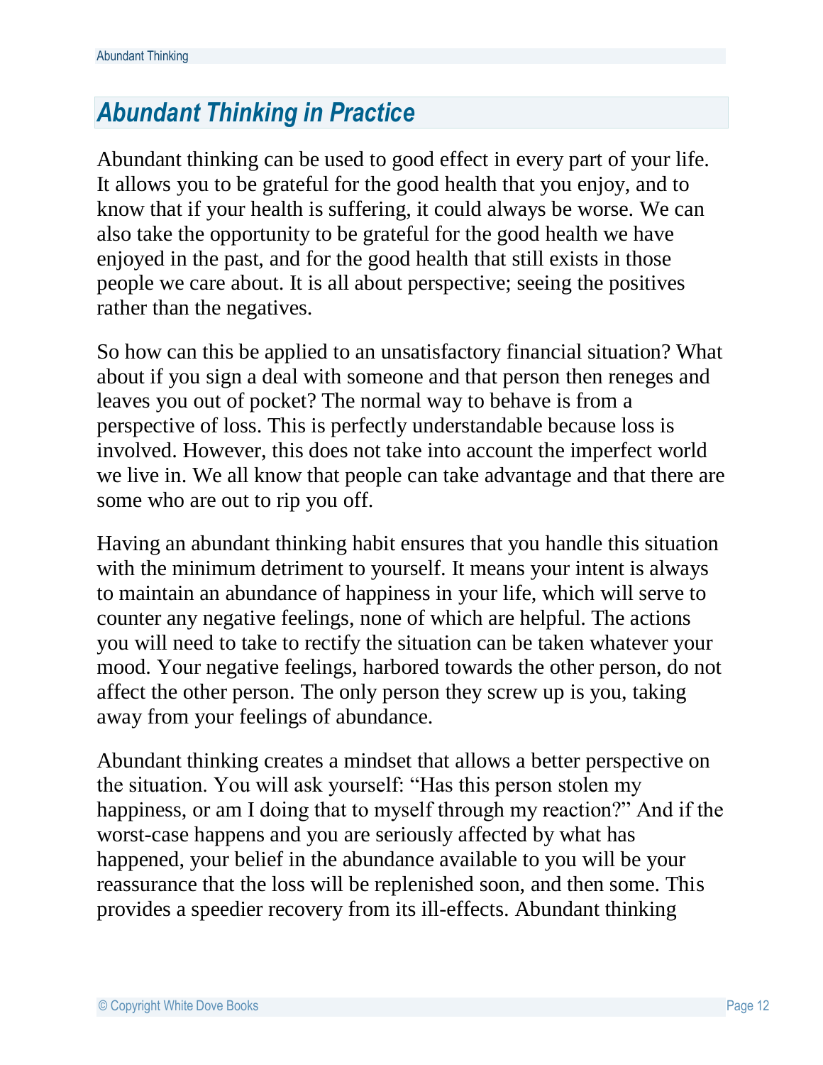## *Abundant Thinking in Practice*

Abundant thinking can be used to good effect in every part of your life. It allows you to be grateful for the good health that you enjoy, and to know that if your health is suffering, it could always be worse. We can also take the opportunity to be grateful for the good health we have enjoyed in the past, and for the good health that still exists in those people we care about. It is all about perspective; seeing the positives rather than the negatives.

So how can this be applied to an unsatisfactory financial situation? What about if you sign a deal with someone and that person then reneges and leaves you out of pocket? The normal way to behave is from a perspective of loss. This is perfectly understandable because loss is involved. However, this does not take into account the imperfect world we live in. We all know that people can take advantage and that there are some who are out to rip you off.

Having an abundant thinking habit ensures that you handle this situation with the minimum detriment to yourself. It means your intent is always to maintain an abundance of happiness in your life, which will serve to counter any negative feelings, none of which are helpful. The actions you will need to take to rectify the situation can be taken whatever your mood. Your negative feelings, harbored towards the other person, do not affect the other person. The only person they screw up is you, taking away from your feelings of abundance.

Abundant thinking creates a mindset that allows a better perspective on the situation. You will ask yourself: "Has this person stolen my happiness, or am I doing that to myself through my reaction?" And if the worst-case happens and you are seriously affected by what has happened, your belief in the abundance available to you will be your reassurance that the loss will be replenished soon, and then some. This provides a speedier recovery from its ill-effects. Abundant thinking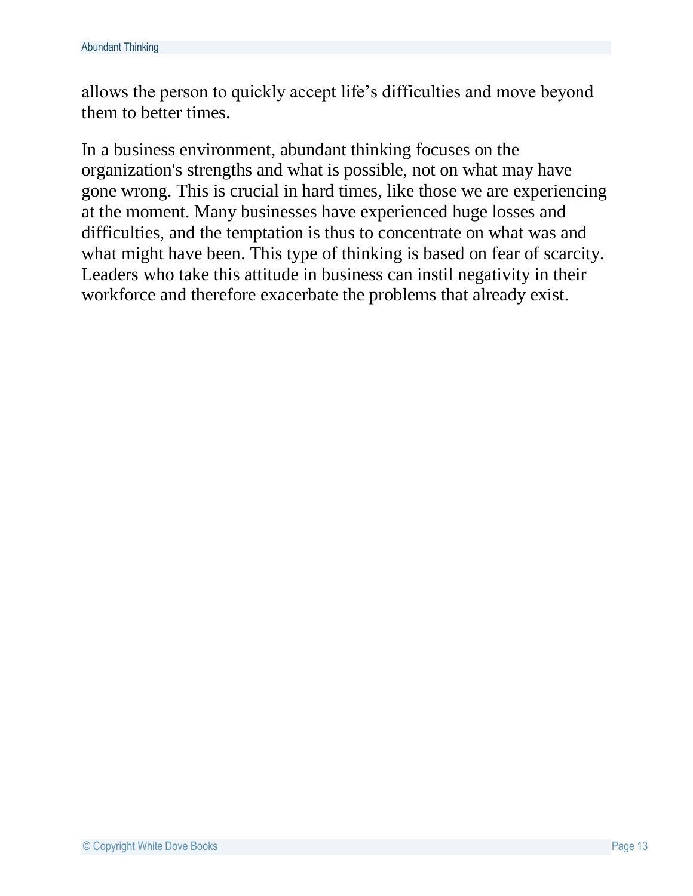allows the person to quickly accept life’s difficulties and move beyond them to better times.

In a business environment, abundant thinking focuses on the organization's strengths and what is possible, not on what may have gone wrong. This is crucial in hard times, like those we are experiencing at the moment. Many businesses have experienced huge losses and difficulties, and the temptation is thus to concentrate on what was and what might have been. This type of thinking is based on fear of scarcity. Leaders who take this attitude in business can instil negativity in their workforce and therefore exacerbate the problems that already exist.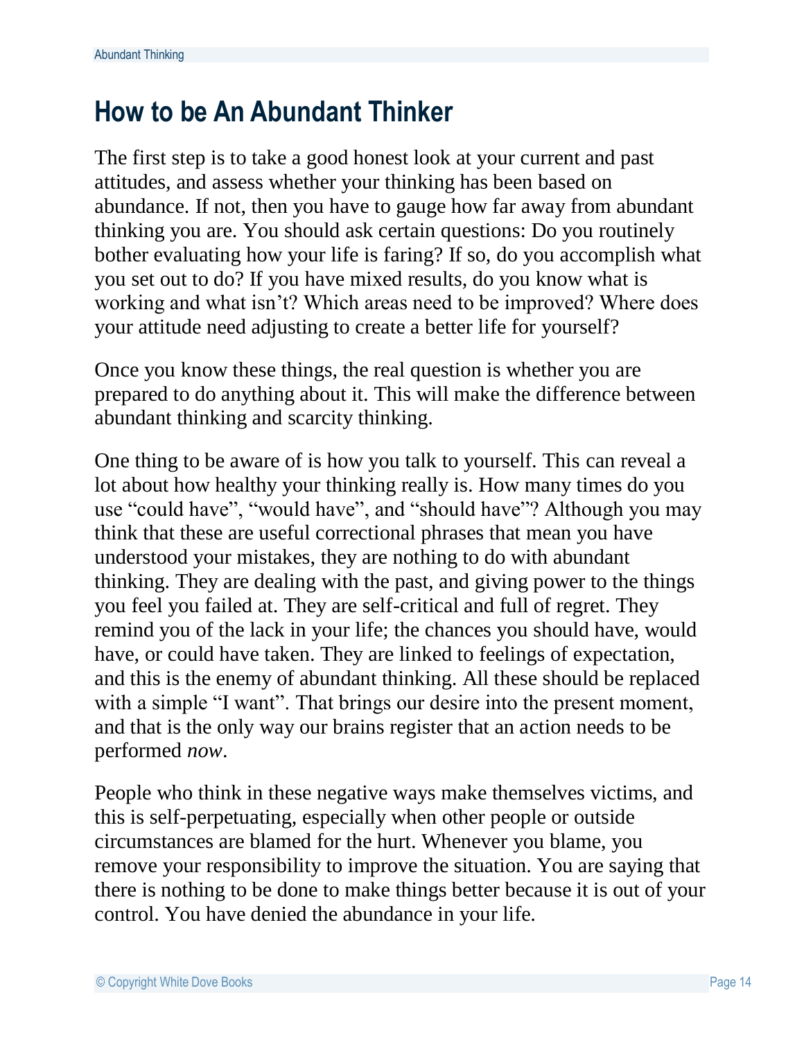# How to be An Abundant Thinker

The first step is to take a good honest look at your current and past attitudes, and assess whether your thinking has been based on abundance. If not, then you have to gauge how far away from abundant thinking you are. You should ask certain questions: Do you routinely bother evaluating how your life is faring? If so, do you accomplish what you set out to do? If you have mixed results, do you know what is working and what isn't? Which areas need to be improved? Where does your attitude need adjusting to create a better life for yourself?

Once you know these things, the real question is whether you are prepared to do anything about it. This will make the difference between abundant thinking and scarcity thinking.

One thing to be aware of is how you talk to yourself. This can reveal a lot about how healthy your thinking really is. How many times do you use "could have", "would have", and "should have"? Although you may think that these are useful correctional phrases that mean you have understood your mistakes, they are nothing to do with abundant thinking. They are dealing with the past, and giving power to the things you feel you failed at. They are self-critical and full of regret. They remind you of the lack in your life; the chances you should have, would have, or could have taken. They are linked to feelings of expectation, and this is the enemy of abundant thinking. All these should be replaced with a simple "I want". That brings our desire into the present moment, and that is the only way our brains register that an action needs to be performed *now*.

People who think in these negative ways make themselves victims, and this is self-perpetuating, especially when other people or outside circumstances are blamed for the hurt. Whenever you blame, you remove your responsibility to improve the situation. You are saying that there is nothing to be done to make things better because it is out of your control. You have denied the abundance in your life.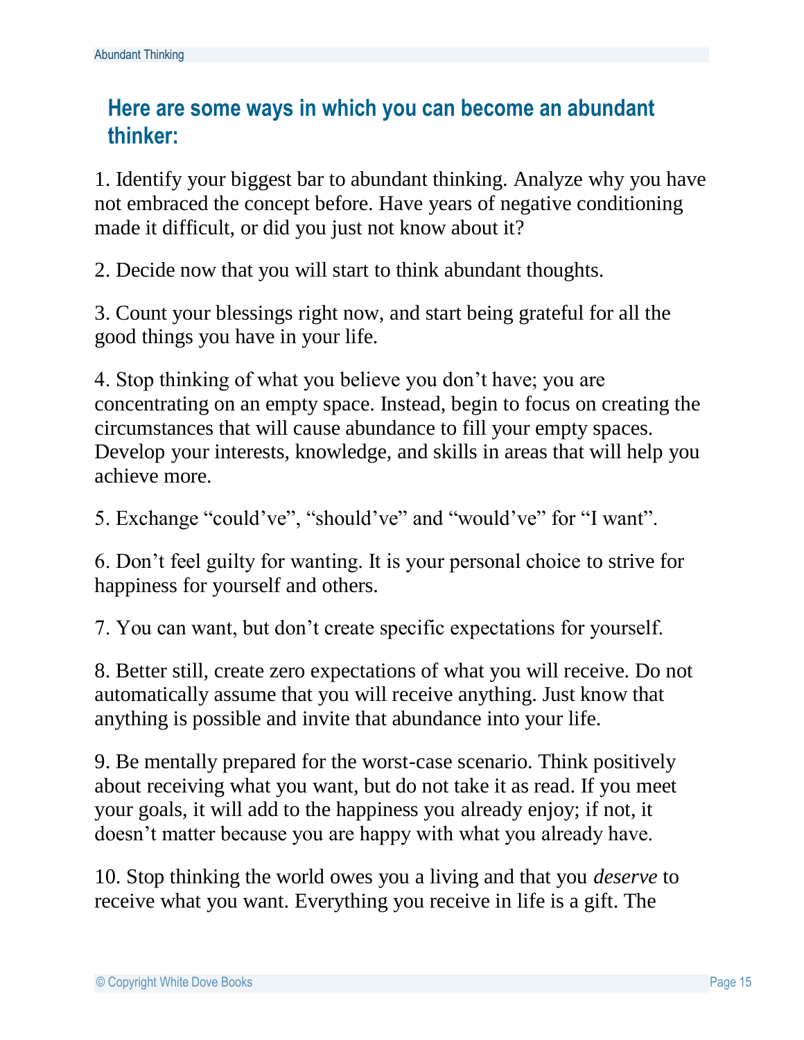## Here are some ways in which you can become an abundant thinker:

1. Identify your biggest bar to abundant thinking. Analyze why you have not embraced the concept before. Have years of negative conditioning made it difficult, or did you just not know about it?

2. Decide now that you will start to think abundant thoughts.

3. Count your blessings right now, and start being grateful for all the good things you have in your life.

4. Stop thinking of what you believe you don't have; you are concentrating on an empty space. Instead, begin to focus on creating the circumstances that will cause abundance to fill your empty spaces. Develop your interests, knowledge, and skills in areas that will help you achieve more.

5. Exchange "could've", "should've" and "would've" for "I want".

6. Don't feel guilty for wanting. It is your personal choice to strive for happiness for yourself and others.

7. You can want, but don't create specific expectations for yourself.

8. Better still, create zero expectations of what you will receive. Do not automatically assume that you will receive anything. Just know that anything is possible and invite that abundance into your life.

9. Be mentally prepared for the worst-case scenario. Think positively about receiving what you want, but do not take it as read. If you meet your goals, it will add to the happiness you already enjoy; if not, it doesn't matter because you are happy with what you already have.

10. Stop thinking the world owes you a living and that you *deserve* to receive what you want. Everything you receive in life is a gift. The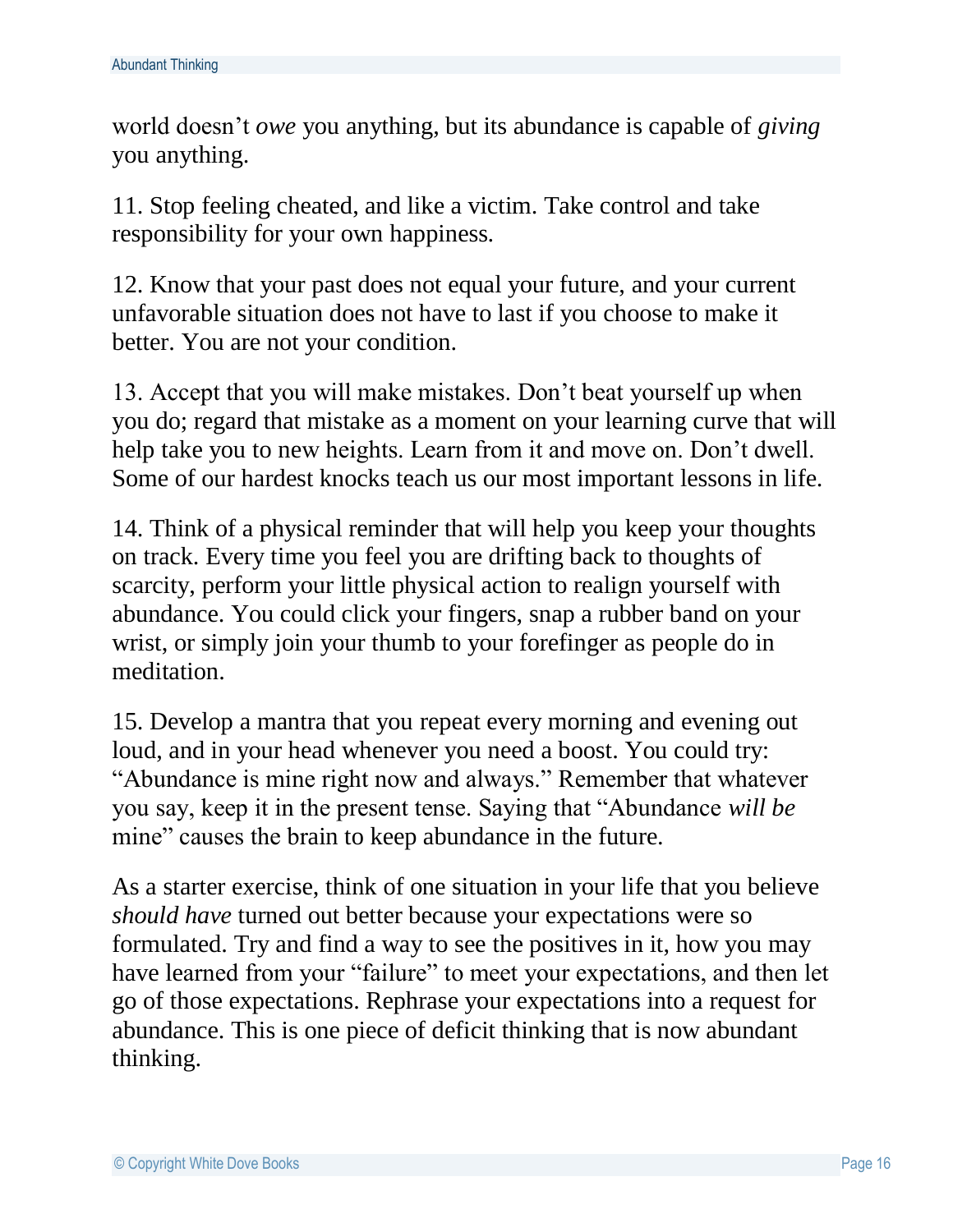world doesn't *owe* you anything, but its abundance is capable of *giving* you anything.

11. Stop feeling cheated, and like a victim. Take control and take responsibility for your own happiness.

12. Know that your past does not equal your future, and your current unfavorable situation does not have to last if you choose to make it better. You are not your condition.

13. Accept that you will make mistakes. Don't beat yourself up when you do; regard that mistake as a moment on your learning curve that will help take you to new heights. Learn from it and move on. Don't dwell. Some of our hardest knocks teach us our most important lessons in life.

14. Think of a physical reminder that will help you keep your thoughts on track. Every time you feel you are drifting back to thoughts of scarcity, perform your little physical action to realign yourself with abundance. You could click your fingers, snap a rubber band on your wrist, or simply join your thumb to your forefinger as people do in meditation.

15. Develop a mantra that you repeat every morning and evening out loud, and in your head whenever you need a boost. You could try: "Abundance is mine right now and always." Remember that whatever you say, keep it in the present tense. Saying that "Abundance *will be* mine" causes the brain to keep abundance in the future.

As a starter exercise, think of one situation in your life that you believe *should have* turned out better because your expectations were so formulated. Try and find a way to see the positives in it, how you may have learned from your "failure" to meet your expectations, and then let go of those expectations. Rephrase your expectations into a request for abundance. This is one piece of deficit thinking that is now abundant thinking.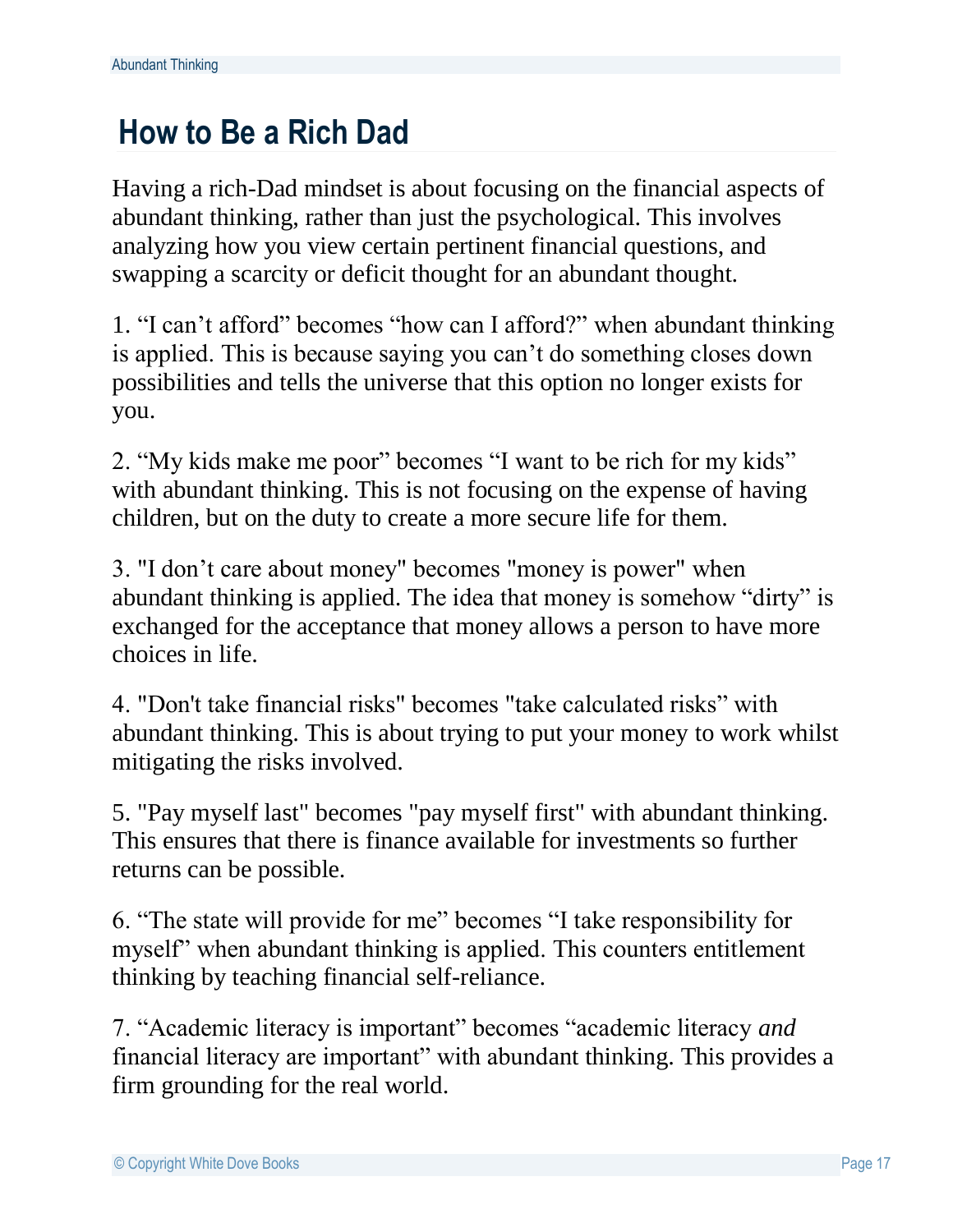## How to Be a Rich Dad

Having a rich-Dad mindset is about focusing on the financial aspects of abundant thinking, rather than just the psychological. This involves analyzing how you view certain pertinent financial questions, and swapping a scarcity or deficit thought for an abundant thought.

1. “I can’t afford” becomes “how can I afford?” when abundant thinking is applied. This is because saying you can’t do something closes down possibilities and tells the universe that this option no longer exists for you.

2. “My kids make me poor” becomes “I want to be rich for my kids” with abundant thinking. This is not focusing on the expense of having children, but on the duty to create a more secure life for them.

3. "I don’t care about money" becomes "money is power" when abundant thinking is applied. The idea that money is somehow “dirty” is exchanged for the acceptance that money allows a person to have more choices in life.

4. "Don't take financial risks" becomes "take calculated risks” with abundant thinking. This is about trying to put your money to work whilst mitigating the risks involved.

5. "Pay myself last" becomes "pay myself first" with abundant thinking. This ensures that there is finance available for investments so further returns can be possible.

6. “The state will provide for me” becomes “I take responsibility for myself” when abundant thinking is applied. This counters entitlement thinking by teaching financial self-reliance.

7. “Academic literacy is important” becomes “academic literacy *and* financial literacy are important” with abundant thinking. This provides a firm grounding for the real world.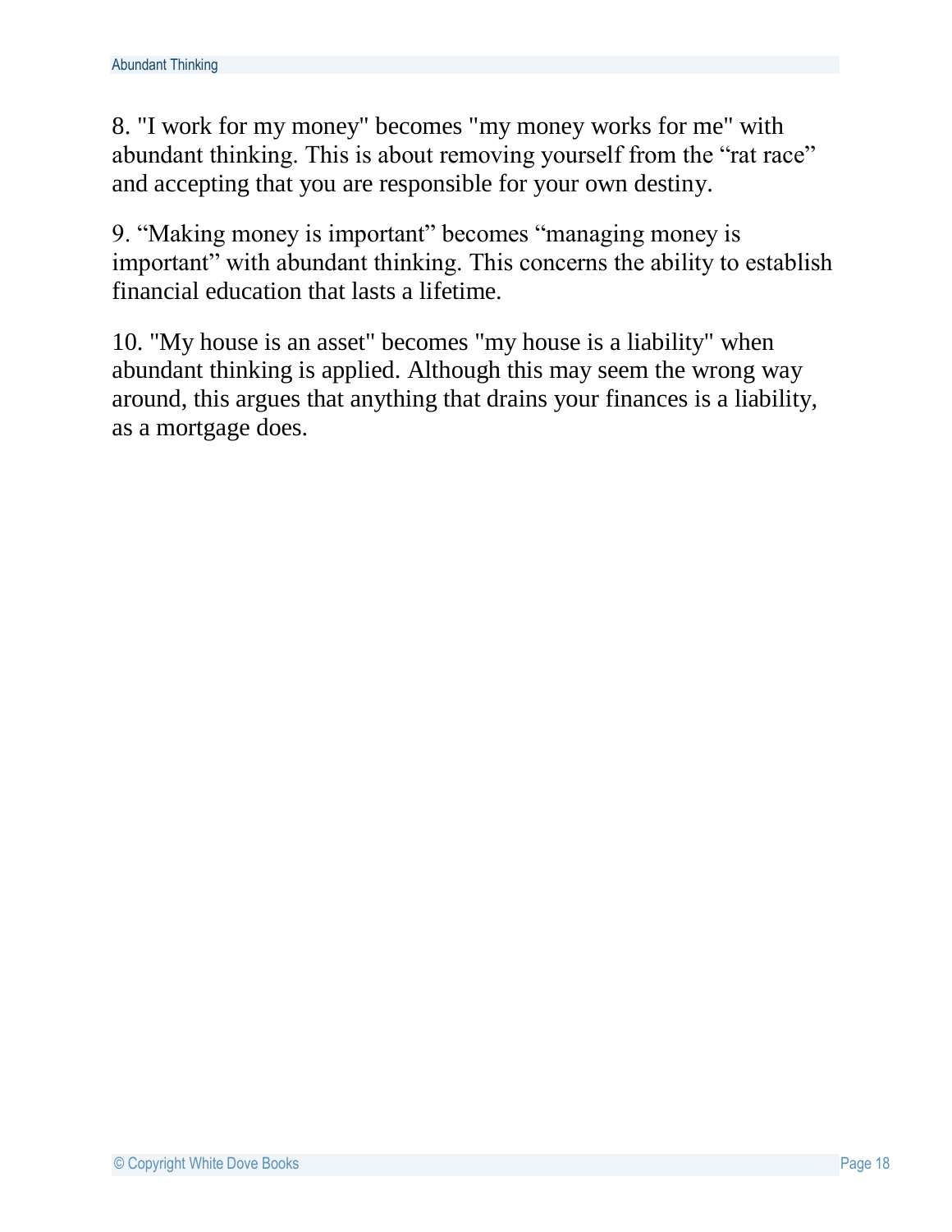8. "I work for my money" becomes "my money works for me" with abundant thinking. This is about removing yourself from the “rat race” and accepting that you are responsible for your own destiny.

9. “Making money is important” becomes “managing money is important” with abundant thinking. This concerns the ability to establish financial education that lasts a lifetime.

10. "My house is an asset" becomes "my house is a liability" when abundant thinking is applied. Although this may seem the wrong way around, this argues that anything that drains your finances is a liability, as a mortgage does.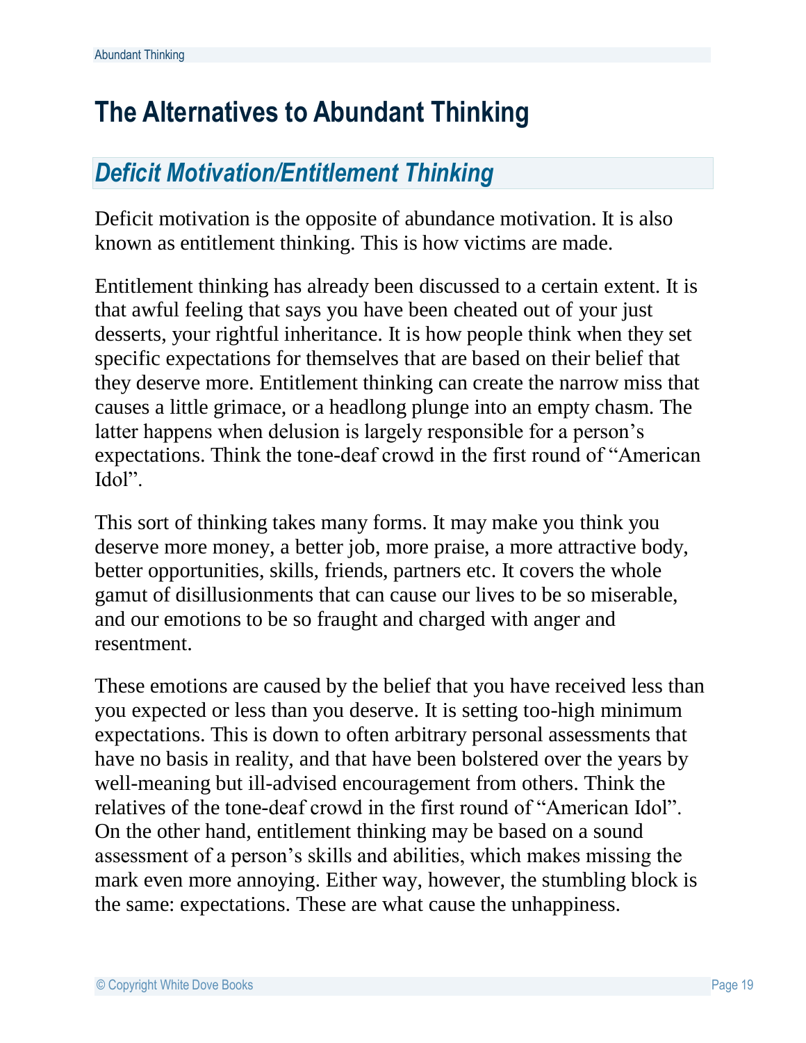# The Alternatives to Abundant Thinking

## *Deficit Motivation/Entitlement Thinking*

Deficit motivation is the opposite of abundance motivation. It is also known as entitlement thinking. This is how victims are made.

Entitlement thinking has already been discussed to a certain extent. It is that awful feeling that says you have been cheated out of your just desserts, your rightful inheritance. It is how people think when they set specific expectations for themselves that are based on their belief that they deserve more. Entitlement thinking can create the narrow miss that causes a little grimace, or a headlong plunge into an empty chasm. The latter happens when delusion is largely responsible for a person's expectations. Think the tone-deaf crowd in the first round of "American Idol".

This sort of thinking takes many forms. It may make you think you deserve more money, a better job, more praise, a more attractive body, better opportunities, skills, friends, partners etc. It covers the whole gamut of disillusionments that can cause our lives to be so miserable, and our emotions to be so fraught and charged with anger and resentment.

These emotions are caused by the belief that you have received less than you expected or less than you deserve. It is setting too-high minimum expectations. This is down to often arbitrary personal assessments that have no basis in reality, and that have been bolstered over the years by well-meaning but ill-advised encouragement from others. Think the relatives of the tone-deaf crowd in the first round of "American Idol". On the other hand, entitlement thinking may be based on a sound assessment of a person's skills and abilities, which makes missing the mark even more annoying. Either way, however, the stumbling block is the same: expectations. These are what cause the unhappiness.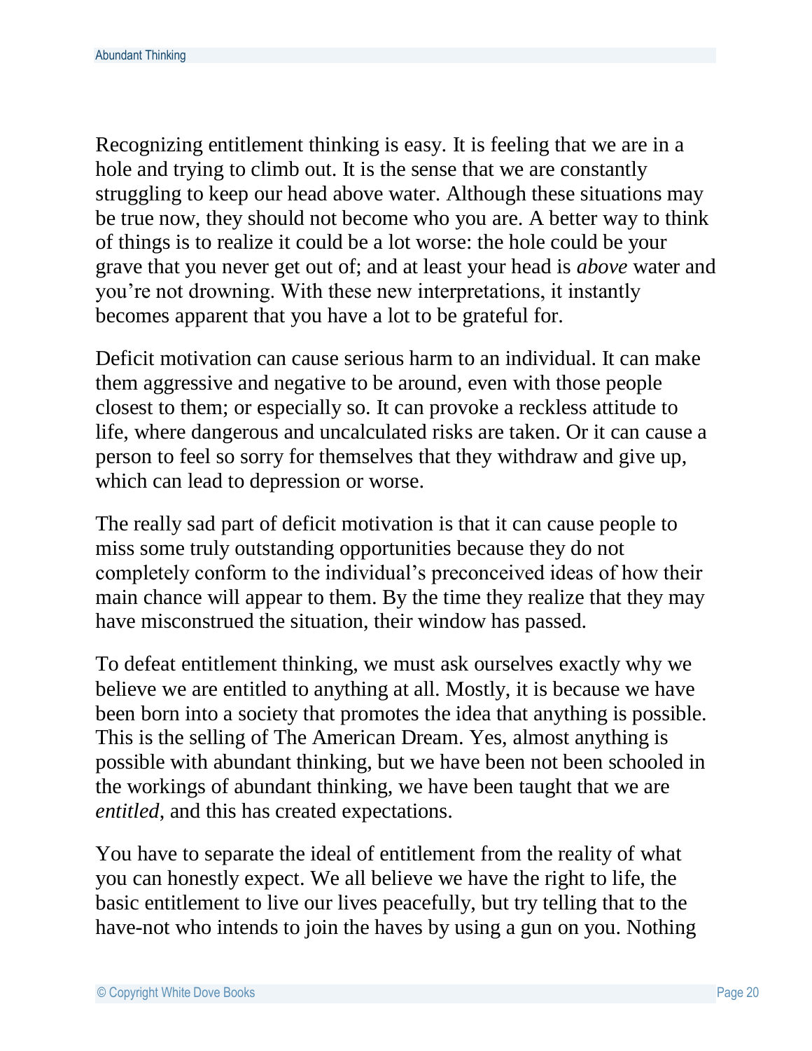Recognizing entitlement thinking is easy. It is feeling that we are in a hole and trying to climb out. It is the sense that we are constantly struggling to keep our head above water. Although these situations may be true now, they should not become who you are. A better way to think of things is to realize it could be a lot worse: the hole could be your grave that you never get out of; and at least your head is *above* water and you're not drowning. With these new interpretations, it instantly becomes apparent that you have a lot to be grateful for.

Deficit motivation can cause serious harm to an individual. It can make them aggressive and negative to be around, even with those people closest to them; or especially so. It can provoke a reckless attitude to life, where dangerous and uncalculated risks are taken. Or it can cause a person to feel so sorry for themselves that they withdraw and give up, which can lead to depression or worse.

The really sad part of deficit motivation is that it can cause people to miss some truly outstanding opportunities because they do not completely conform to the individual's preconceived ideas of how their main chance will appear to them. By the time they realize that they may have misconstrued the situation, their window has passed.

To defeat entitlement thinking, we must ask ourselves exactly why we believe we are entitled to anything at all. Mostly, it is because we have been born into a society that promotes the idea that anything is possible. This is the selling of The American Dream. Yes, almost anything is possible with abundant thinking, but we have been not been schooled in the workings of abundant thinking, we have been taught that we are *entitled*, and this has created expectations.

You have to separate the ideal of entitlement from the reality of what you can honestly expect. We all believe we have the right to life, the basic entitlement to live our lives peacefully, but try telling that to the have-not who intends to join the haves by using a gun on you. Nothing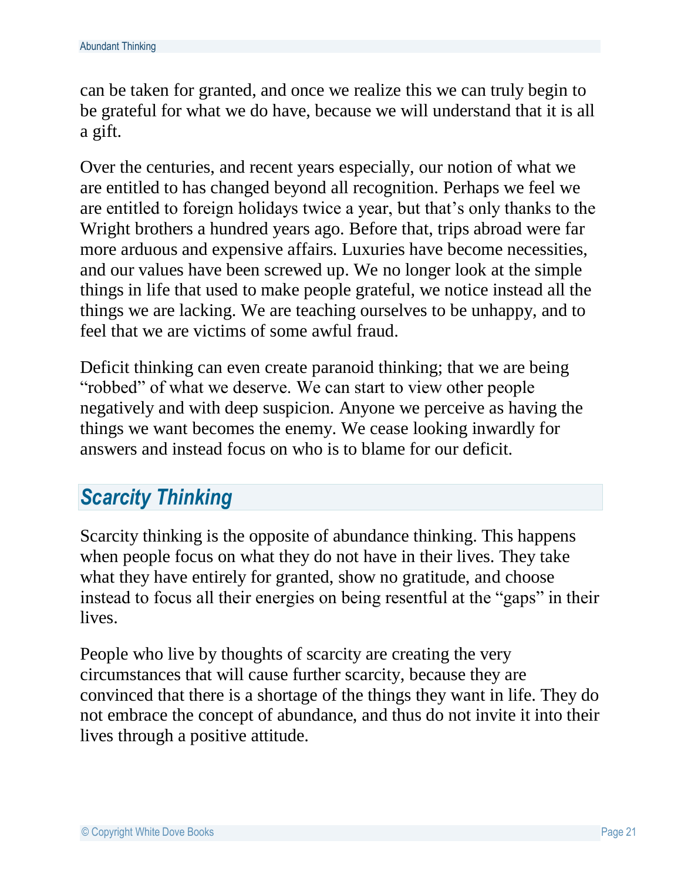can be taken for granted, and once we realize this we can truly begin to be grateful for what we do have, because we will understand that it is all a gift.

Over the centuries, and recent years especially, our notion of what we are entitled to has changed beyond all recognition. Perhaps we feel we are entitled to foreign holidays twice a year, but that's only thanks to the Wright brothers a hundred years ago. Before that, trips abroad were far more arduous and expensive affairs. Luxuries have become necessities, and our values have been screwed up. We no longer look at the simple things in life that used to make people grateful, we notice instead all the things we are lacking. We are teaching ourselves to be unhappy, and to feel that we are victims of some awful fraud.

Deficit thinking can even create paranoid thinking; that we are being "robbed" of what we deserve. We can start to view other people negatively and with deep suspicion. Anyone we perceive as having the things we want becomes the enemy. We cease looking inwardly for answers and instead focus on who is to blame for our deficit.

## *Scarcity Thinking*

Scarcity thinking is the opposite of abundance thinking. This happens when people focus on what they do not have in their lives. They take what they have entirely for granted, show no gratitude, and choose instead to focus all their energies on being resentful at the "gaps" in their lives.

People who live by thoughts of scarcity are creating the very circumstances that will cause further scarcity, because they are convinced that there is a shortage of the things they want in life. They do not embrace the concept of abundance, and thus do not invite it into their lives through a positive attitude.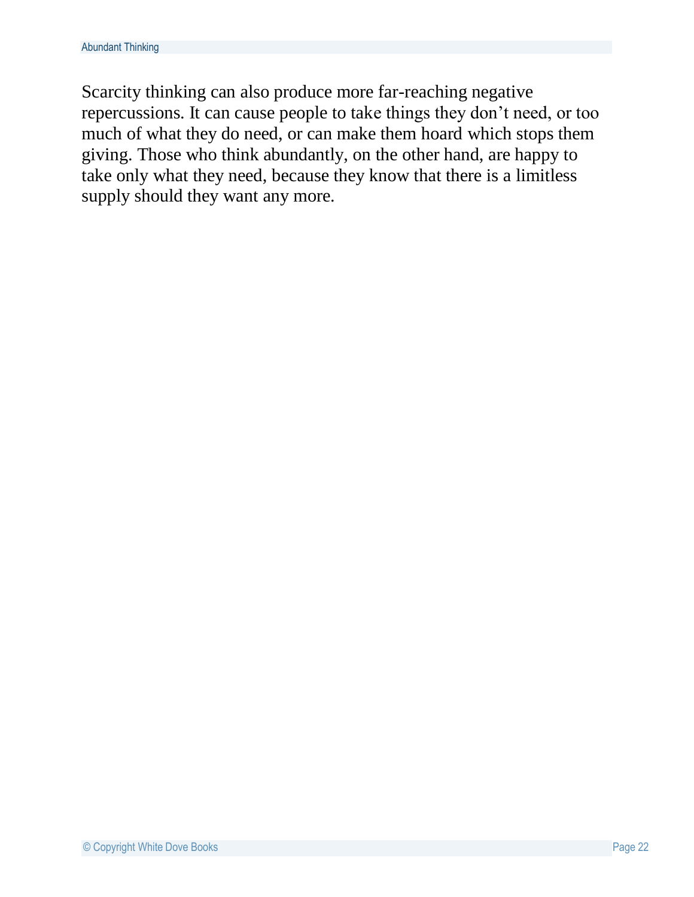Scarcity thinking can also produce more far-reaching negative repercussions. It can cause people to take things they don't need, or too much of what they do need, or can make them hoard which stops them giving. Those who think abundantly, on the other hand, are happy to take only what they need, because they know that there is a limitless supply should they want any more.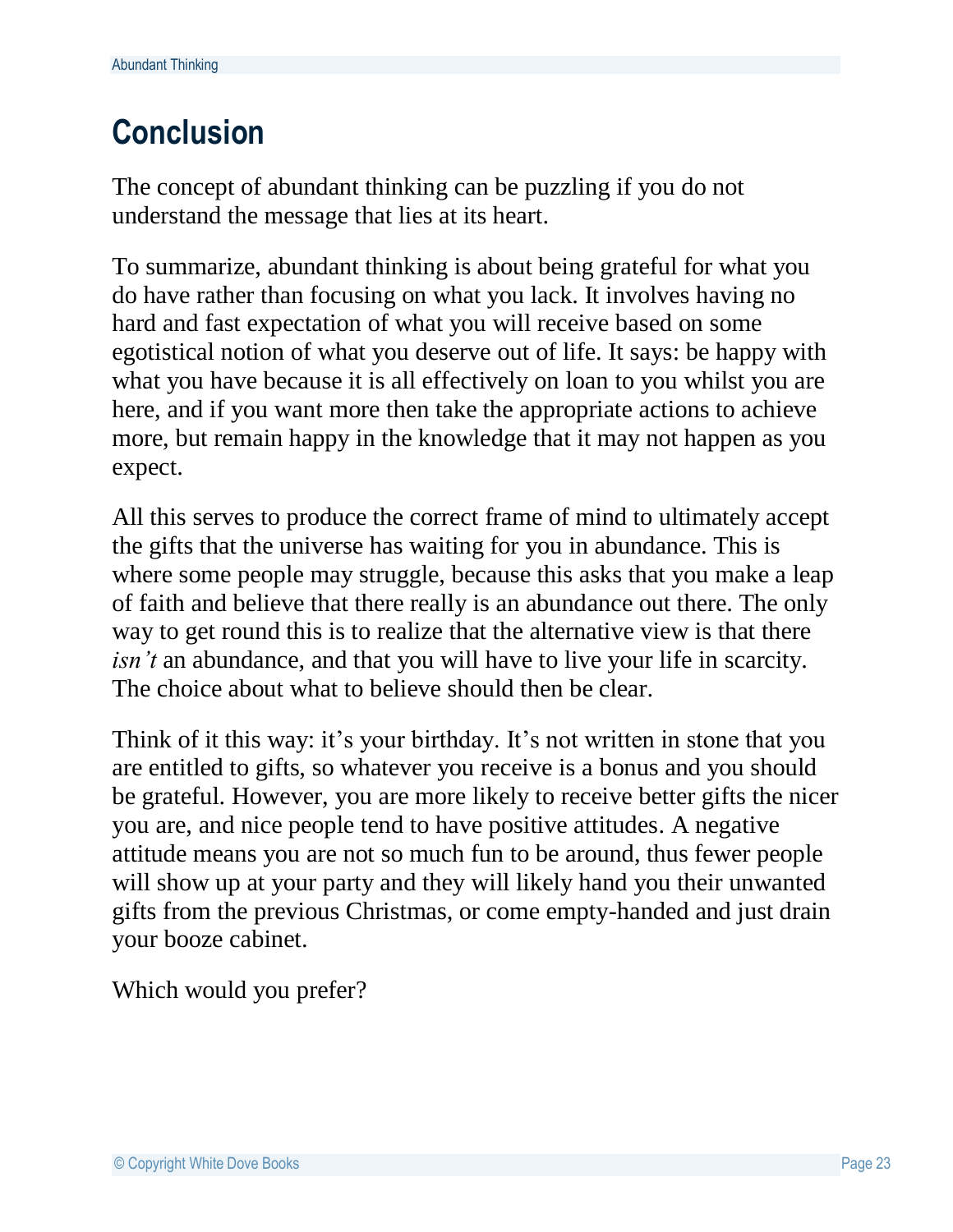# Conclusion

The concept of abundant thinking can be puzzling if you do not understand the message that lies at its heart.

To summarize, abundant thinking is about being grateful for what you do have rather than focusing on what you lack. It involves having no hard and fast expectation of what you will receive based on some egotistical notion of what you deserve out of life. It says: be happy with what you have because it is all effectively on loan to you whilst you are here, and if you want more then take the appropriate actions to achieve more, but remain happy in the knowledge that it may not happen as you expect.

All this serves to produce the correct frame of mind to ultimately accept the gifts that the universe has waiting for you in abundance. This is where some people may struggle, because this asks that you make a leap of faith and believe that there really is an abundance out there. The only way to get round this is to realize that the alternative view is that there *isn't* an abundance, and that you will have to live your life in scarcity. The choice about what to believe should then be clear.

Think of it this way: it's your birthday. It's not written in stone that you are entitled to gifts, so whatever you receive is a bonus and you should be grateful. However, you are more likely to receive better gifts the nicer you are, and nice people tend to have positive attitudes. A negative attitude means you are not so much fun to be around, thus fewer people will show up at your party and they will likely hand you their unwanted gifts from the previous Christmas, or come empty-handed and just drain your booze cabinet.

Which would you prefer?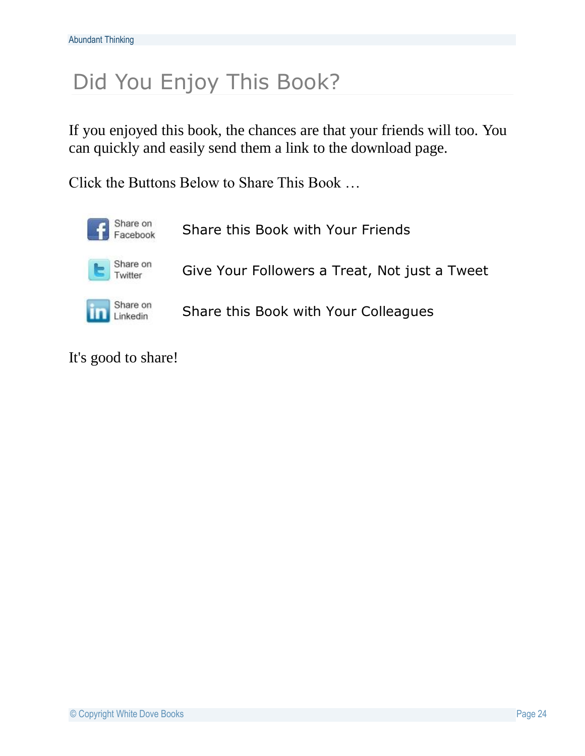# Did You Enjoy This Book?

If you enjoyed this book, the chances are that your friends will too. You can quickly and easily send them a link to the download page.

Click the Buttons Below to Share This Book …

| | |
|---|---|
| Share on Facebook | Share this Book with Your Friends |
| Share on Twitter | Give Your Followers a Treat, Not just a Tweet |
| Share on Linkedin | Share this Book with Your Colleagues |

It's good to share!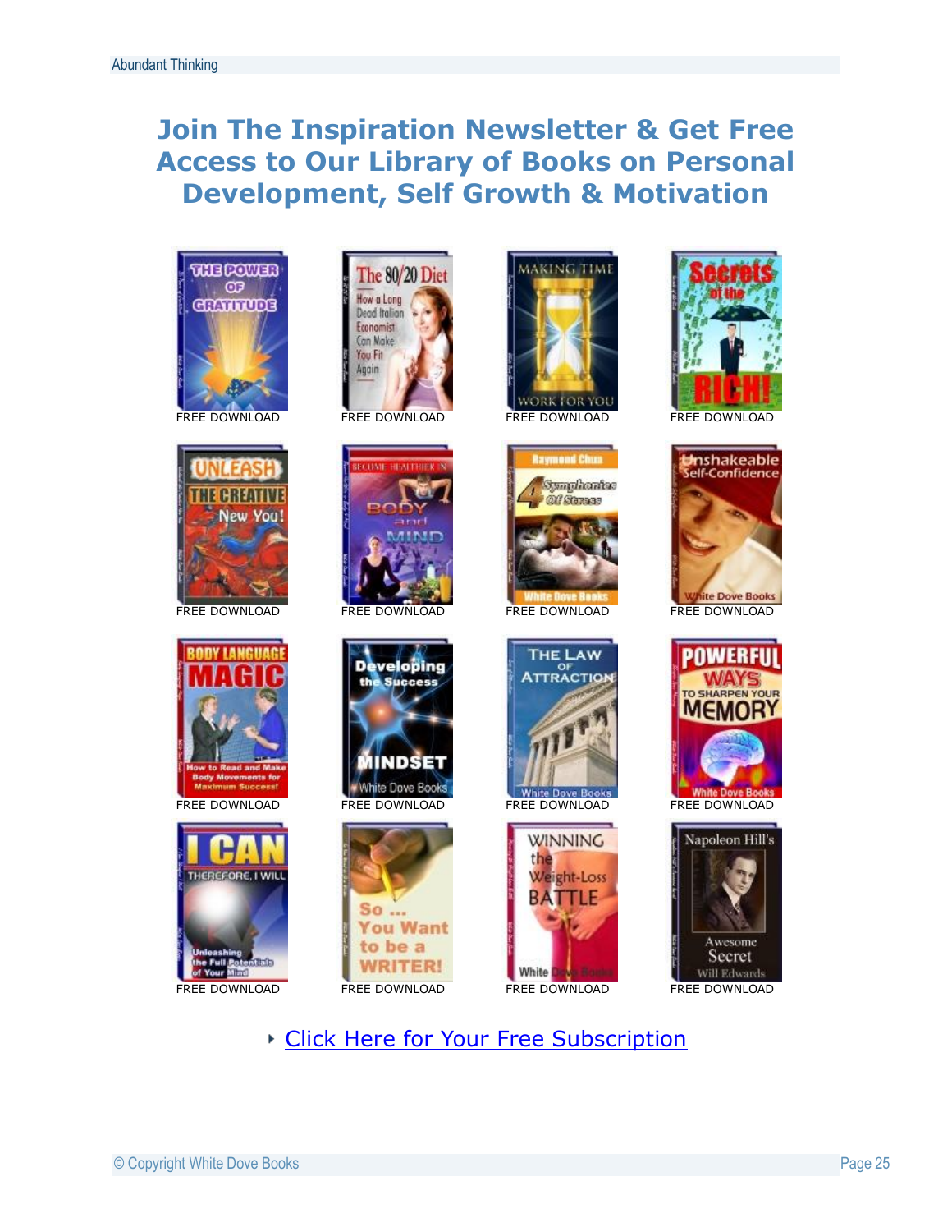# Join The Inspiration Newsletter & Get Free Access to Our Library of Books on Personal Development, Self Growth & Motivation

FREE DOWNLOAD FREE DOWNLOAD FREE DOWNLOAD FREE DOWNLOAD

FREE DOWNLOAD FREE DOWNLOAD FREE DOWNLOAD FREE DOWNLOAD

FREE DOWNLOAD FREE DOWNLOAD FREE DOWNLOAD FREE DOWNLOAD

FREE DOWNLOAD FREE DOWNLOAD FREE DOWNLOAD FREE DOWNLOAD

- Click Here for Your Free Subscription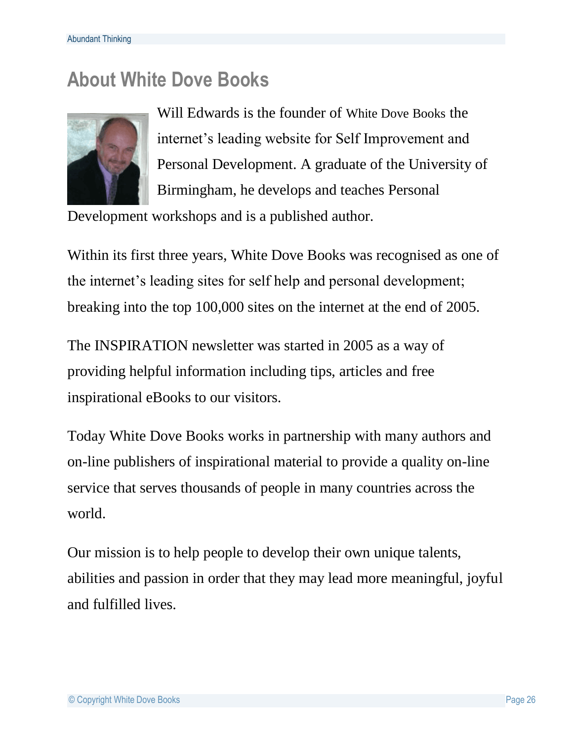## About White Dove Books

Will Edwards is the founder of White Dove Books the internet's leading website for Self Improvement and Personal Development. A graduate of the University of Birmingham, he develops and teaches Personal Development workshops and is a published author.

Within its first three years, White Dove Books was recognised as one of the internet's leading sites for self help and personal development; breaking into the top 100,000 sites on the internet at the end of 2005.

The INSPIRATION newsletter was started in 2005 as a way of providing helpful information including tips, articles and free inspirational eBooks to our visitors.

Today White Dove Books works in partnership with many authors and on-line publishers of inspirational material to provide a quality on-line service that serves thousands of people in many countries across the world.

Our mission is to help people to develop their own unique talents, abilities and passion in order that they may lead more meaningful, joyful and fulfilled lives.